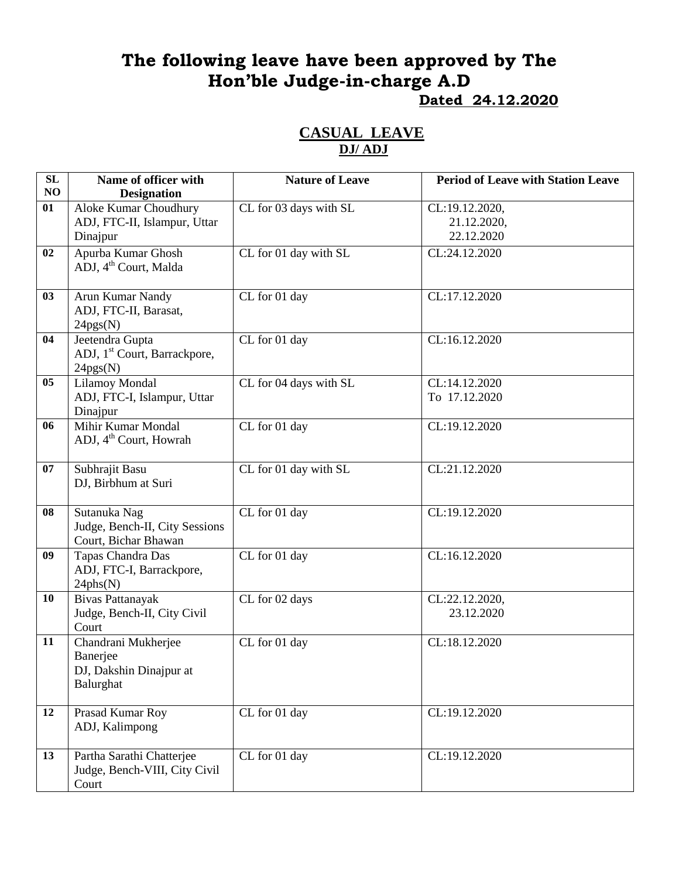# The following leave have been approved by The Hon'ble Judge-in-charge A.D

**Dated 24.12.2020**

## CASUAL LEAVE

### DJ/ ADJ

| SL NO | Name of officer with Designation | Nature of Leave | Period of Leave with Station Leave |
|---|---|---|---|
| 01 | Aloke Kumar Choudhury ADJ, FTC-II, Islampur, Uttar Dinajpur | CL for 03 days with SL | CL:19.12.2020, 21.12.2020, 22.12.2020 |
| 02 | Apurba Kumar Ghosh ADJ, 4th Court, Malda | CL for 01 day with SL | CL:24.12.2020 |
| 03 | Arun Kumar Nandy ADJ, FTC-II, Barasat, 24pgs(N) | CL for 01 day | CL:17.12.2020 |
| 04 | Jeetendra Gupta ADJ, 1st Court, Barrackpore, 24pgs(N) | CL for 01 day | CL:16.12.2020 |
| 05 | Lilamoy Mondal ADJ, FTC-I, Islampur, Uttar Dinajpur | CL for 04 days with SL | CL:14.12.2020 To 17.12.2020 |
| 06 | Mihir Kumar Mondal ADJ, 4th Court, Howrah | CL for 01 day | CL:19.12.2020 |
| 07 | Subhrajit Basu DJ, Birbhum at Suri | CL for 01 day with SL | CL:21.12.2020 |
| 08 | Sutanuka Nag Judge, Bench-II, City Sessions Court, Bichar Bhawan | CL for 01 day | CL:19.12.2020 |
| 09 | Tapas Chandra Das ADJ, FTC-I, Barrackpore, 24phs(N) | CL for 01 day | CL:16.12.2020 |
| 10 | Bivas Pattanayak Judge, Bench-II, City Civil Court | CL for 02 days | CL:22.12.2020, 23.12.2020 |
| 11 | Chandrani Mukherjee Banerjee DJ, Dakshin Dinajpur at Balurghat | CL for 01 day | CL:18.12.2020 |
| 12 | Prasad Kumar Roy ADJ, Kalimpong | CL for 01 day | CL:19.12.2020 |
| 13 | Partha Sarathi Chatterjee Judge, Bench-VIII, City Civil Court | CL for 01 day | CL:19.12.2020 |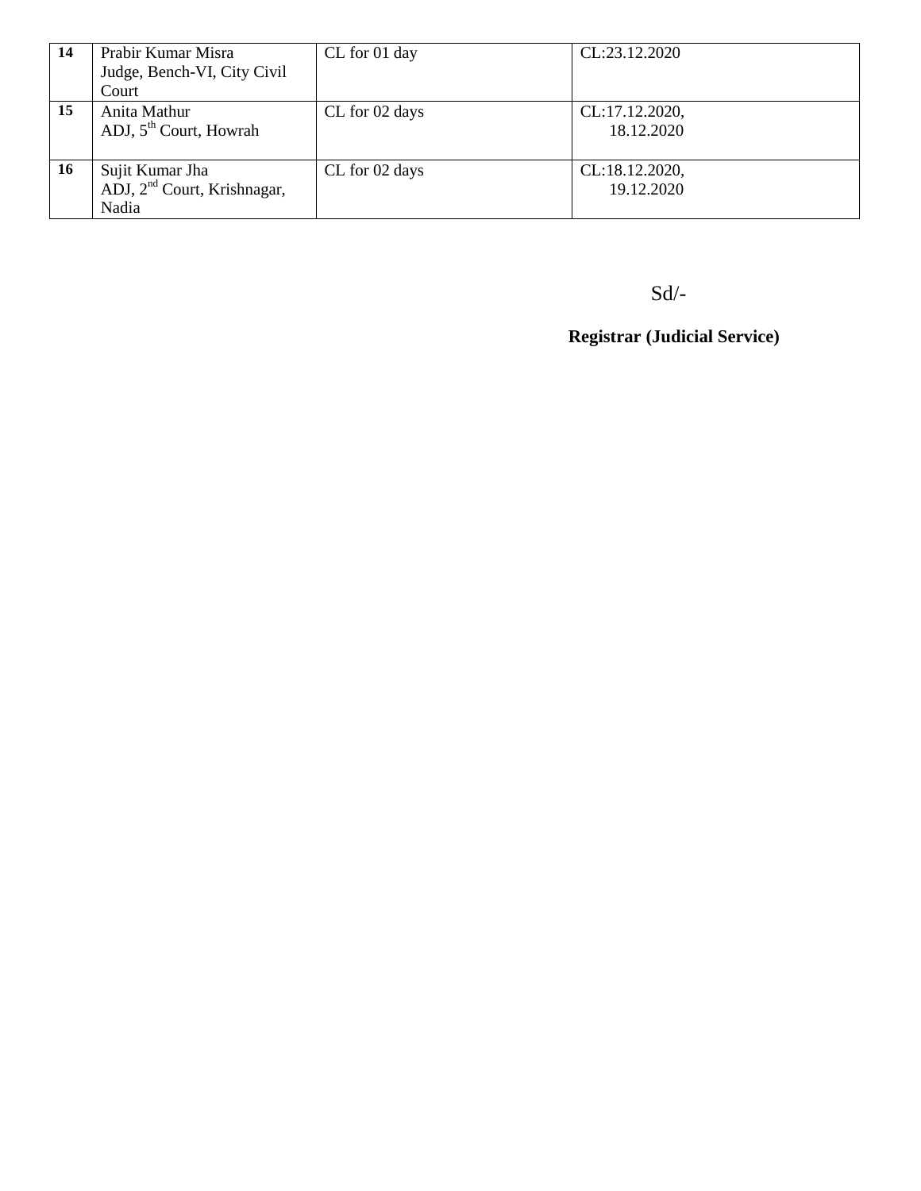| 14 | Prabir Kumar Misra<br>Judge, Bench-VI, City Civil Court | CL for 01 day | CL:23.12.2020 |
|---|---|---|---|
| 15 | Anita Mathur<br>ADJ, 5th Court, Howrah | CL for 02 days | CL:17.12.2020,<br>18.12.2020 |
| 16 | Sujit Kumar Jha<br>ADJ, 2nd Court, Krishnagar, Nadia | CL for 02 days | CL:18.12.2020,<br>19.12.2020 |

Sd/-

**Registrar (Judicial Service)**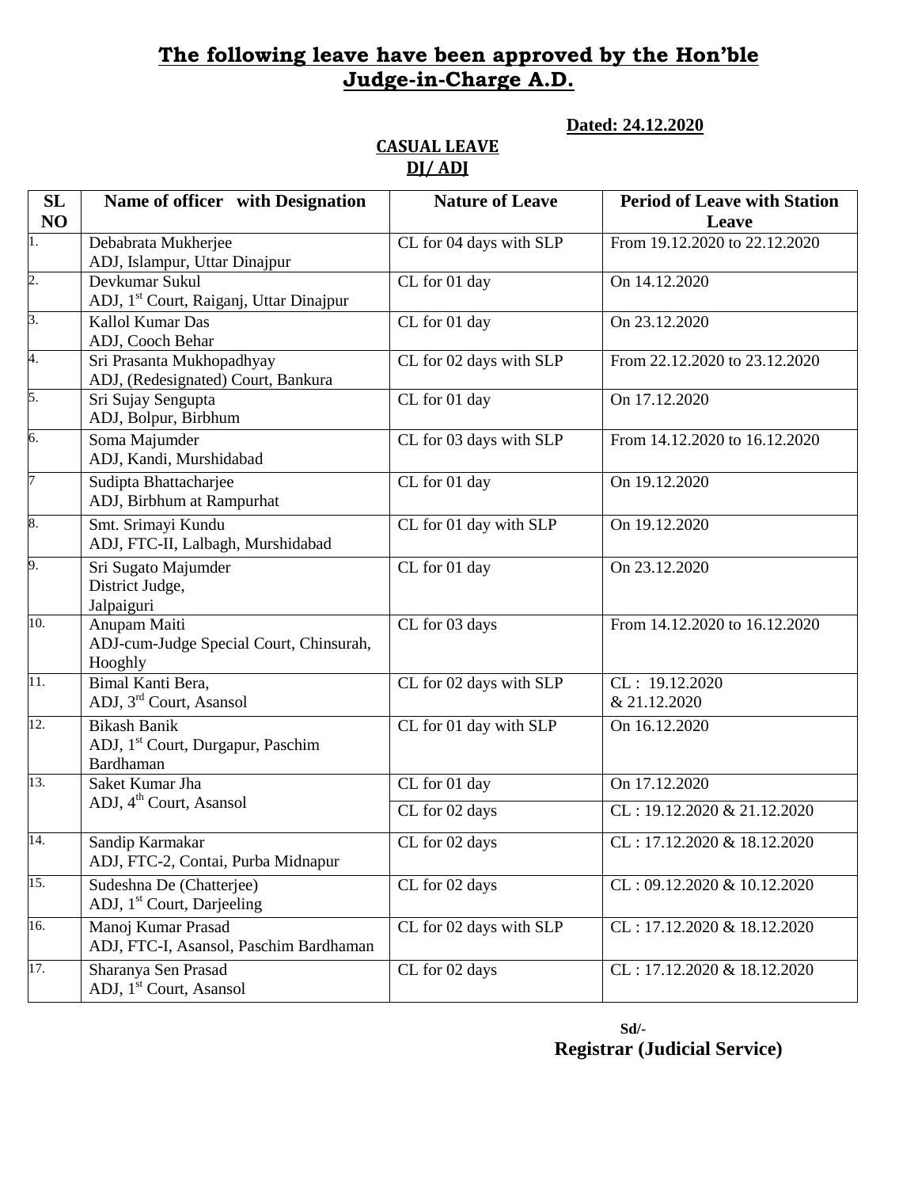# The following leave have been approved by the Hon'ble Judge-in-Charge A.D.

**Dated: 24.12.2020**

**CASUAL LEAVE**
**DJ/ ADJ**

| SL NO | Name of officer with Designation | Nature of Leave | Period of Leave with Station Leave |
|---|---|---|---|
| 1. | Debabrata Mukherjee<br>ADJ, Islampur, Uttar Dinajpur | CL for 04 days with SLP | From 19.12.2020 to 22.12.2020 |
| 2. | Devkumar Sukul<br>ADJ, 1st Court, Raiganj, Uttar Dinajpur | CL for 01 day | On 14.12.2020 |
| 3. | Kallol Kumar Das<br>ADJ, Cooch Behar | CL for 01 day | On 23.12.2020 |
| 4. | Sri Prasanta Mukhopadhyay<br>ADJ, (Redesignated) Court, Bankura | CL for 02 days with SLP | From 22.12.2020 to 23.12.2020 |
| 5. | Sri Sujay Sengupta<br>ADJ, Bolpur, Birbhum | CL for 01 day | On 17.12.2020 |
| 6. | Soma Majumder<br>ADJ, Kandi, Murshidabad | CL for 03 days with SLP | From 14.12.2020 to 16.12.2020 |
| 7 | Sudipta Bhattacharjee<br>ADJ, Birbhum at Rampurhat | CL for 01 day | On 19.12.2020 |
| 8. | Smt. Srimayi Kundu<br>ADJ, FTC-II, Lalbagh, Murshidabad | CL for 01 day with SLP | On 19.12.2020 |
| 9. | Sri Sugato Majumder<br>District Judge,<br>Jalpaiguri | CL for 01 day | On 23.12.2020 |
| 10. | Anupam Maiti<br>ADJ-cum-Judge Special Court, Chinsurah, Hooghly | CL for 03 days | From 14.12.2020 to 16.12.2020 |
| 11. | Bimal Kanti Bera,<br>ADJ, 3rd Court, Asansol | CL for 02 days with SLP | CL : 19.12.2020<br>& 21.12.2020 |
| 12. | Bikash Banik<br>ADJ, 1st Court, Durgapur, Paschim Bardhaman | CL for 01 day with SLP | On 16.12.2020 |
| 13. | Saket Kumar Jha<br>ADJ, 4th Court, Asansol | CL for 01 day | On 17.12.2020 |
| | | CL for 02 days | CL : 19.12.2020 & 21.12.2020 |
| 14. | Sandip Karmakar<br>ADJ, FTC-2, Contai, Purba Midnapur | CL for 02 days | CL : 17.12.2020 & 18.12.2020 |
| 15. | Sudeshna De (Chatterjee)<br>ADJ, 1st Court, Darjeeling | CL for 02 days | CL : 09.12.2020 & 10.12.2020 |
| 16. | Manoj Kumar Prasad<br>ADJ, FTC-I, Asansol, Paschim Bardhaman | CL for 02 days with SLP | CL : 17.12.2020 & 18.12.2020 |
| 17. | Sharanya Sen Prasad<br>ADJ, 1st Court, Asansol | CL for 02 days | CL : 17.12.2020 & 18.12.2020 |

Sd/-
**Registrar (Judicial Service)**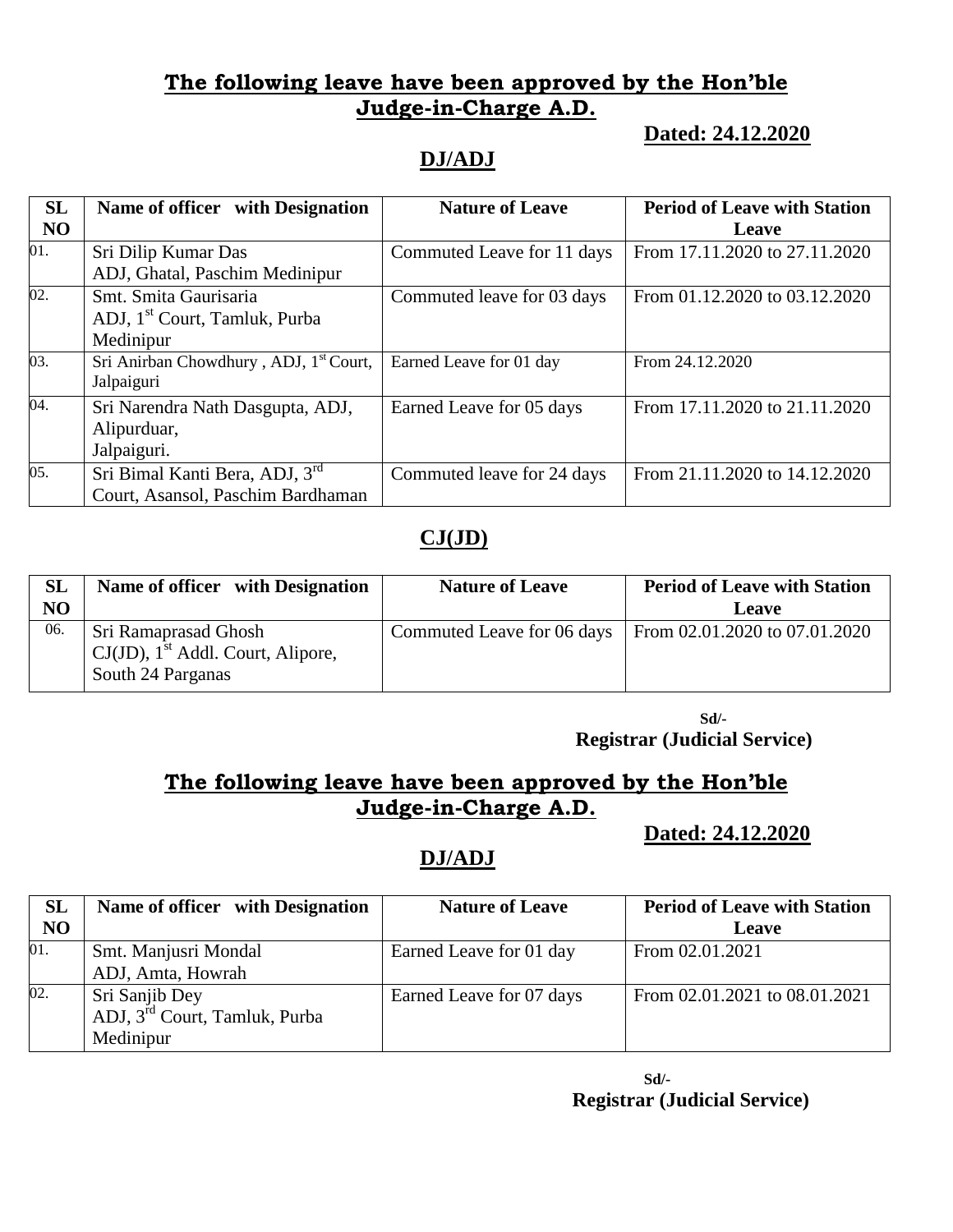## The following leave have been approved by the Hon'ble Judge-in-Charge A.D.

**Dated: 24.12.2020**

### DJ/ADJ

| SL NO | Name of officer with Designation | Nature of Leave | Period of Leave with Station Leave |
|---|---|---|---|
| 01. | Sri Dilip Kumar Das ADJ, Ghatal, Paschim Medinipur | Commuted Leave for 11 days | From 17.11.2020 to 27.11.2020 |
| 02. | Smt. Smita Gaurisaria ADJ, 1st Court, Tamluk, Purba Medinipur | Commuted leave for 03 days | From 01.12.2020 to 03.12.2020 |
| 03. | Sri Anirban Chowdhury , ADJ, 1st Court, Jalpaiguri | Earned Leave for 01 day | From 24.12.2020 |
| 04. | Sri Narendra Nath Dasgupta, ADJ, Alipurduar, Jalpaiguri. | Earned Leave for 05 days | From 17.11.2020 to 21.11.2020 |
| 05. | Sri Bimal Kanti Bera, ADJ, 3rd Court, Asansol, Paschim Bardhaman | Commuted leave for 24 days | From 21.11.2020 to 14.12.2020 |

### CJ(JD)

| SL NO | Name of officer with Designation | Nature of Leave | Period of Leave with Station Leave |
|---|---|---|---|
| 06. | Sri Ramaprasad Ghosh CJ(JD), 1st Addl. Court, Alipore, South 24 Parganas | Commuted Leave for 06 days | From 02.01.2020 to 07.01.2020 |

Sd/-
**Registrar (Judicial Service)**

## The following leave have been approved by the Hon'ble Judge-in-Charge A.D.

**Dated: 24.12.2020**

### DJ/ADJ

| SL NO | Name of officer with Designation | Nature of Leave | Period of Leave with Station Leave |
|---|---|---|---|
| 01. | Smt. Manjusri Mondal ADJ, Amta, Howrah | Earned Leave for 01 day | From 02.01.2021 |
| 02. | Sri Sanjib Dey ADJ, 3rd Court, Tamluk, Purba Medinipur | Earned Leave for 07 days | From 02.01.2021 to 08.01.2021 |

Sd/-
**Registrar (Judicial Service)**